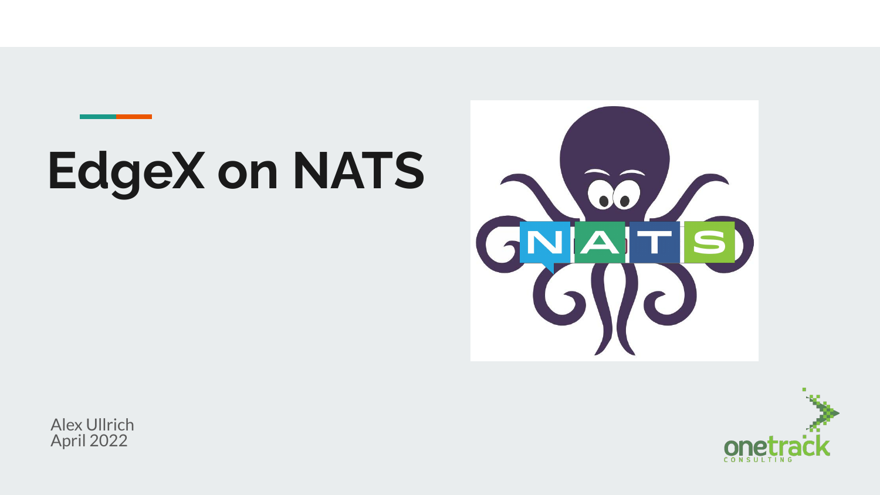# EdgeX on NATS

Alex Ullrich
April 2022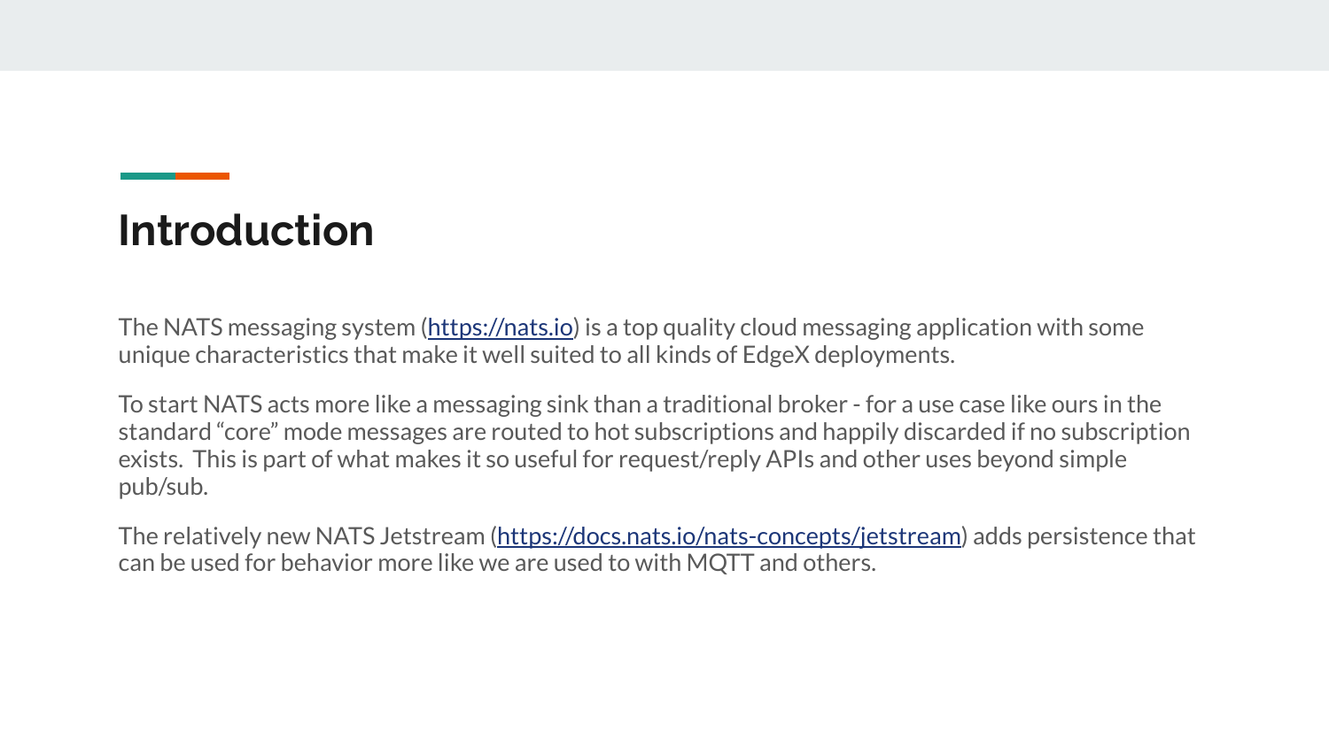# Introduction

The NATS messaging system ([https://nats.io](https://nats.io)) is a top quality cloud messaging application with some unique characteristics that make it well suited to all kinds of EdgeX deployments.

To start NATS acts more like a messaging sink than a traditional broker - for a use case like ours in the standard “core” mode messages are routed to hot subscriptions and happily discarded if no subscription exists.  This is part of what makes it so useful for request/reply APIs and other uses beyond simple pub/sub.

The relatively new NATS Jetstream ([https://docs.nats.io/nats-concepts/jetstream](https://docs.nats.io/nats-concepts/jetstream)) adds persistence that can be used for behavior more like we are used to with MQTT and others.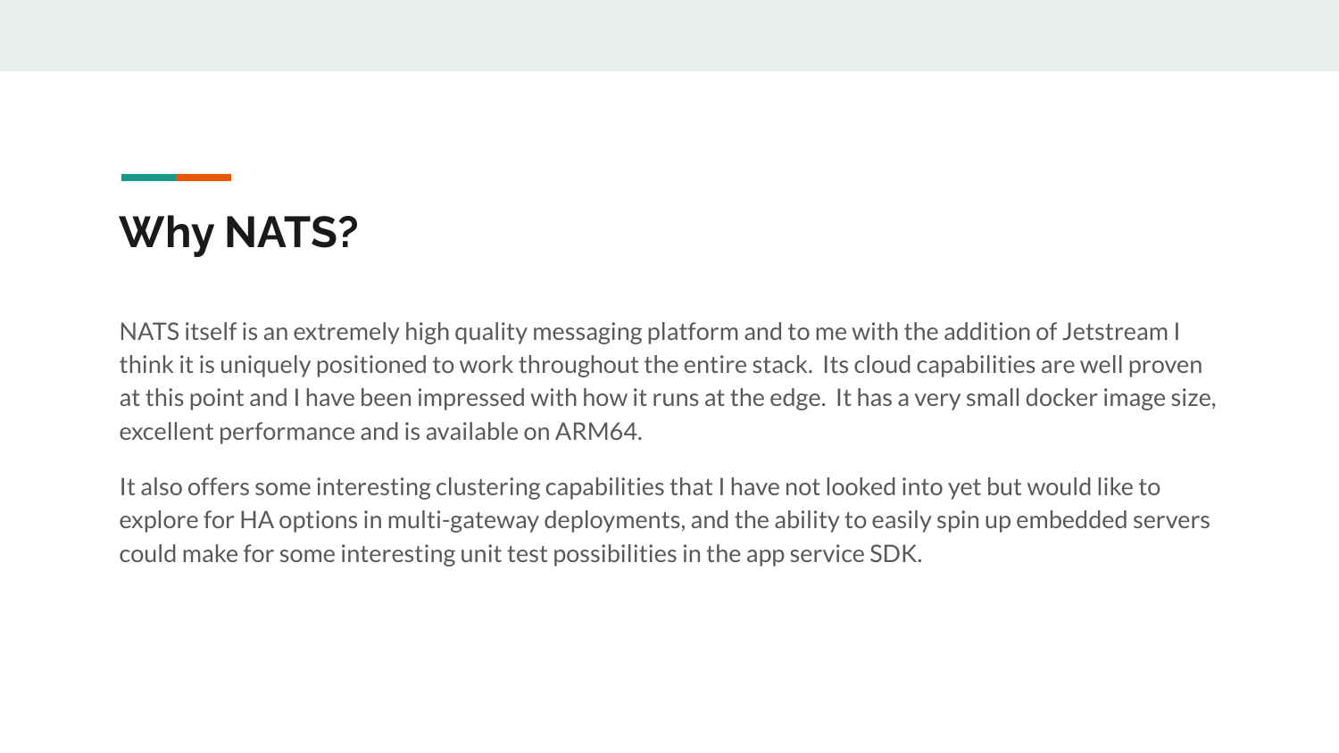## Why NATS?

NATS itself is an extremely high quality messaging platform and to me with the addition of Jetstream I think it is uniquely positioned to work throughout the entire stack. Its cloud capabilities are well proven at this point and I have been impressed with how it runs at the edge. It has a very small docker image size, excellent performance and is available on ARM64.

It also offers some interesting clustering capabilities that I have not looked into yet but would like to explore for HA options in multi-gateway deployments, and the ability to easily spin up embedded servers could make for some interesting unit test possibilities in the app service SDK.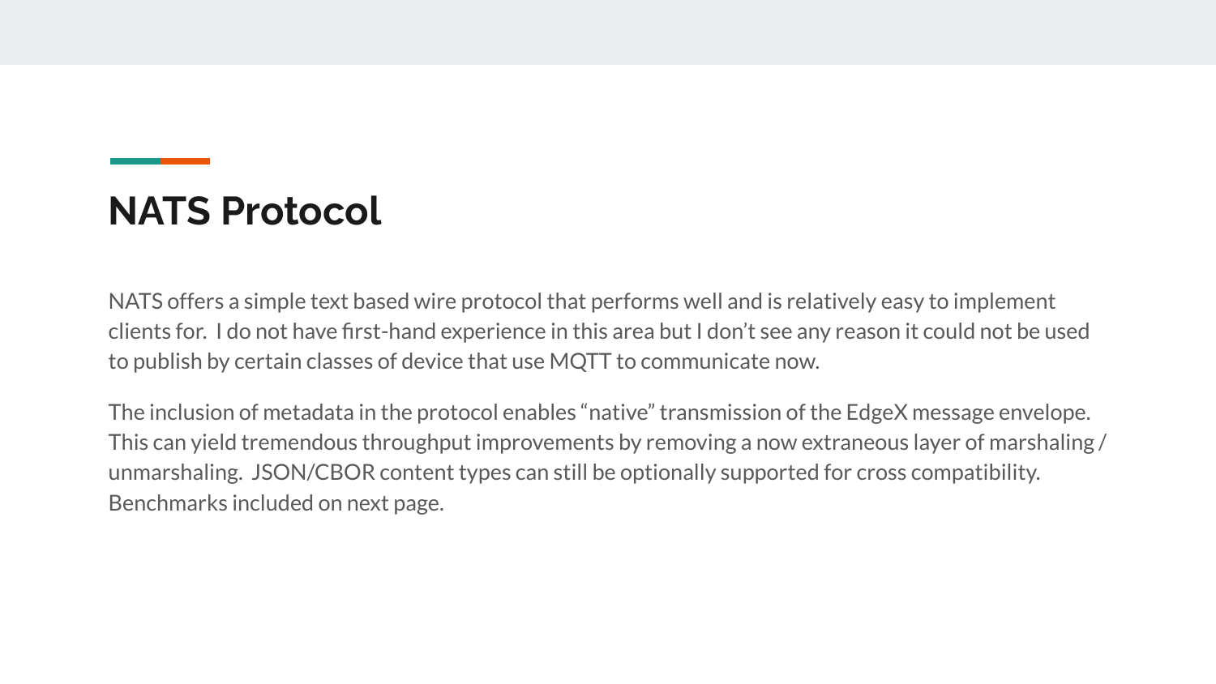# NATS Protocol

NATS offers a simple text based wire protocol that performs well and is relatively easy to implement clients for.  I do not have first-hand experience in this area but I don't see any reason it could not be used to publish by certain classes of device that use MQTT to communicate now.

The inclusion of metadata in the protocol enables "native" transmission of the EdgeX message envelope. This can yield tremendous throughput improvements by removing a now extraneous layer of marshaling / unmarshaling.  JSON/CBOR content types can still be optionally supported for cross compatibility. Benchmarks included on next page.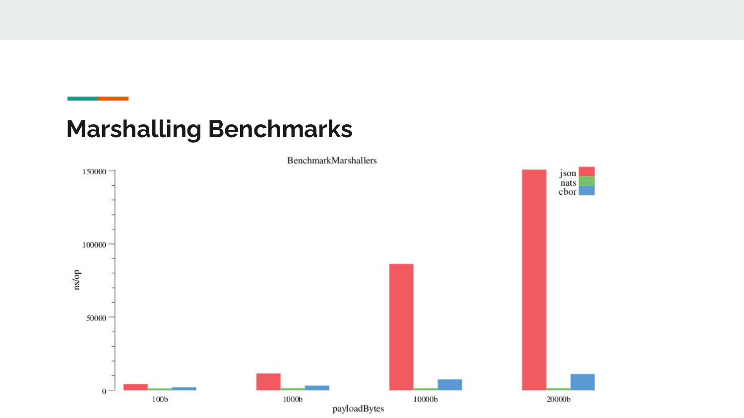## Marshalling Benchmarks

BenchmarkMarshallers

ns/op

150000

100000

50000

0

json
nats
cbor

100b 1000b 10000b 20000b

payloadBytes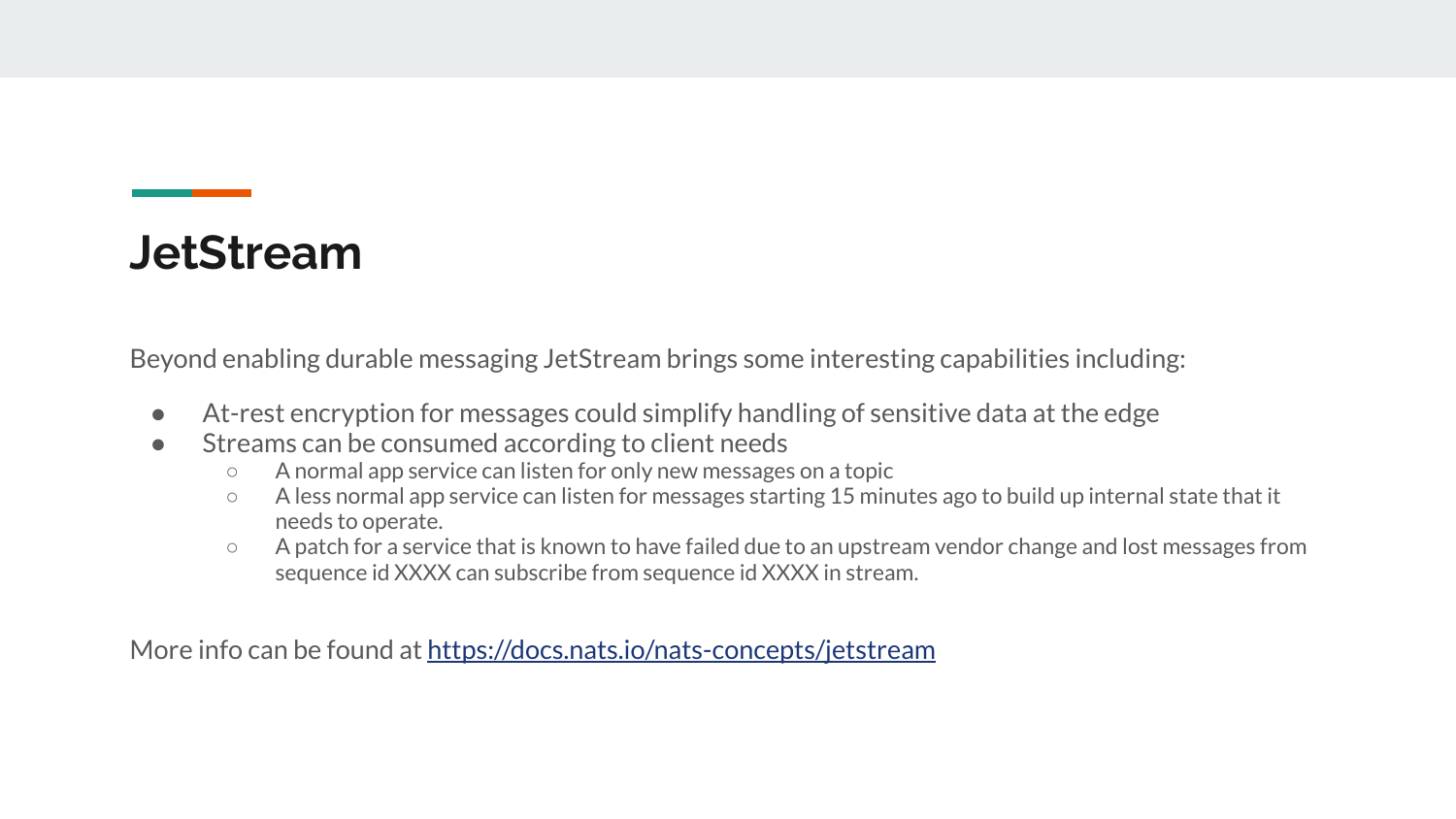# JetStream

Beyond enabling durable messaging JetStream brings some interesting capabilities including:

- At-rest encryption for messages could simplify handling of sensitive data at the edge
- Streams can be consumed according to client needs
  - A normal app service can listen for only new messages on a topic
  - A less normal app service can listen for messages starting 15 minutes ago to build up internal state that it needs to operate.
  - A patch for a service that is known to have failed due to an upstream vendor change and lost messages from sequence id XXXX can subscribe from sequence id XXXX in stream.

More info can be found at [https://docs.nats.io/nats-concepts/jetstream](https://docs.nats.io/nats-concepts/jetstream)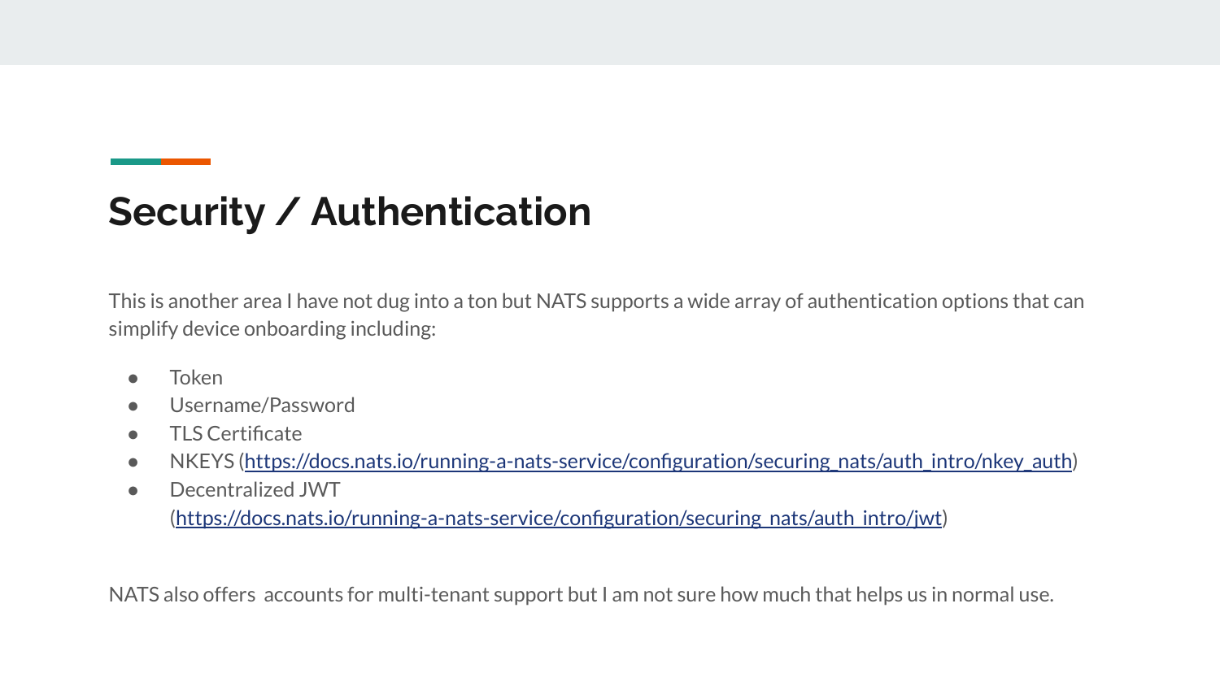## Security / Authentication

This is another area I have not dug into a ton but NATS supports a wide array of authentication options that can simplify device onboarding including:

- Token
- Username/Password
- TLS Certificate
- NKEYS (https://docs.nats.io/running-a-nats-service/configuration/securing_nats/auth_intro/nkey_auth)
- Decentralized JWT (https://docs.nats.io/running-a-nats-service/configuration/securing_nats/auth_intro/jwt)

NATS also offers  accounts for multi-tenant support but I am not sure how much that helps us in normal use.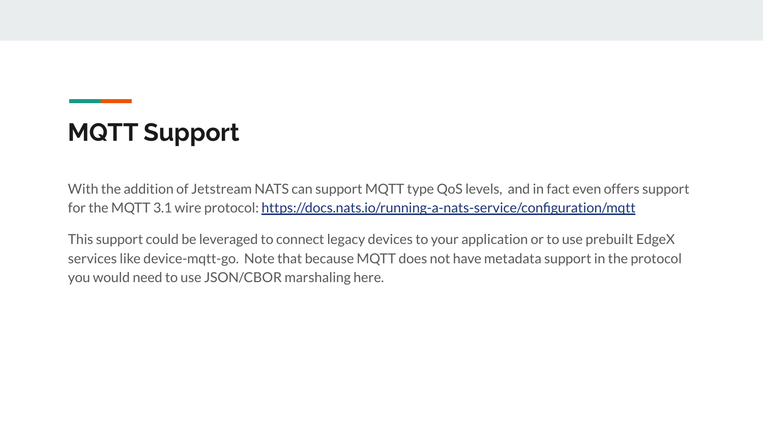# MQTT Support

With the addition of Jetstream NATS can support MQTT type QoS levels,  and in fact even offers support for the MQTT 3.1 wire protocol: [https://docs.nats.io/running-a-nats-service/configuration/mqtt](https://docs.nats.io/running-a-nats-service/configuration/mqtt)

This support could be leveraged to connect legacy devices to your application or to use prebuilt EdgeX services like device-mqtt-go.  Note that because MQTT does not have metadata support in the protocol you would need to use JSON/CBOR marshaling here.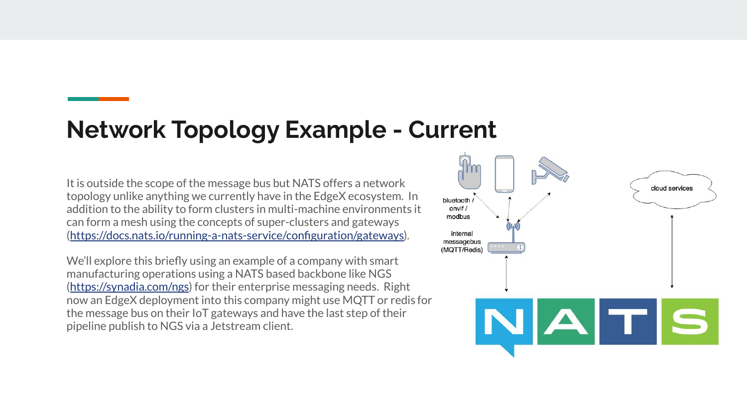# Network Topology Example - Current

It is outside the scope of the message bus but NATS offers a network topology unlike anything we currently have in the EdgeX ecosystem. In addition to the ability to form clusters in multi-machine environments it can form a mesh using the concepts of super-clusters and gateways ([https://docs.nats.io/running-a-nats-service/configuration/gateways](https://docs.nats.io/running-a-nats-service/configuration/gateways)).

We'll explore this briefly using an example of a company with smart manufacturing operations using a NATS based backbone like NGS ([https://synadia.com/ngs](https://synadia.com/ngs)) for their enterprise messaging needs. Right now an EdgeX deployment into this company might use MQTT or redis for the message bus on their IoT gateways and have the last step of their pipeline publish to NGS via a Jetstream client.

bluetooth / onvif / modbus

internal messagebus (MQTT/Redis)

cloud services

NATS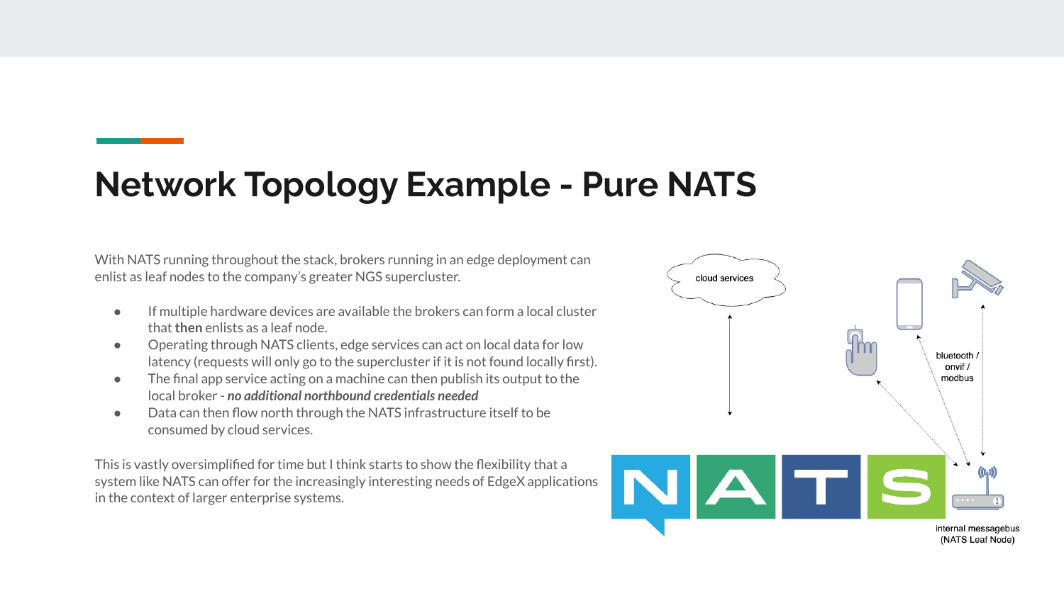# Network Topology Example - Pure NATS

With NATS running throughout the stack, brokers running in an edge deployment can enlist as leaf nodes to the company's greater NGS supercluster.

- If multiple hardware devices are available the brokers can form a local cluster that **then** enlists as a leaf node.
- Operating through NATS clients, edge services can act on local data for low latency (requests will only go to the supercluster if it is not found locally first).
- The final app service acting on a machine can then publish its output to the local broker - ***no additional northbound credentials needed***
- Data can then flow north through the NATS infrastructure itself to be consumed by cloud services.

This is vastly oversimplified for time but I think starts to show the flexibility that a system like NATS can offer for the increasingly interesting needs of EdgeX applications in the context of larger enterprise systems.

cloud services

bluetooth / onvif / modbus

internal messagebus (NATS Leaf Node)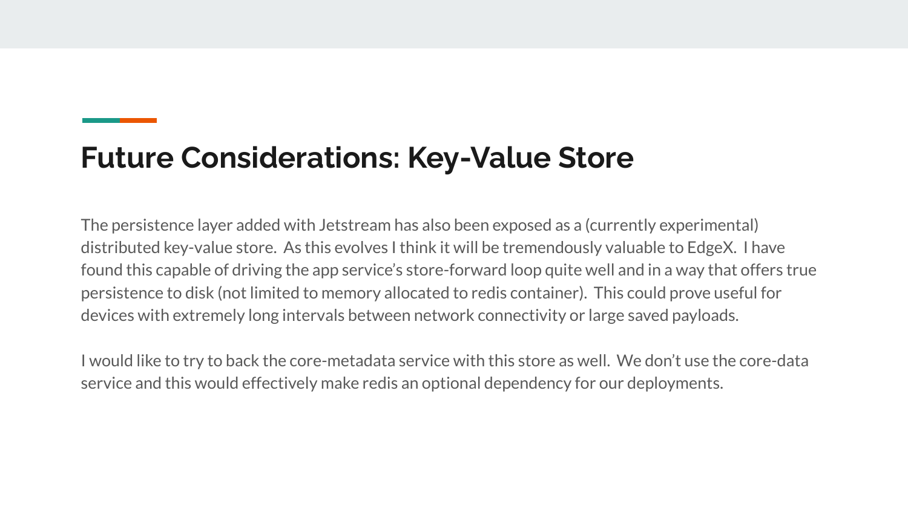# Future Considerations: Key-Value Store

The persistence layer added with Jetstream has also been exposed as a (currently experimental) distributed key-value store.  As this evolves I think it will be tremendously valuable to EdgeX.  I have found this capable of driving the app service's store-forward loop quite well and in a way that offers true persistence to disk (not limited to memory allocated to redis container).  This could prove useful for devices with extremely long intervals between network connectivity or large saved payloads.

I would like to try to back the core-metadata service with this store as well.  We don't use the core-data service and this would effectively make redis an optional dependency for our deployments.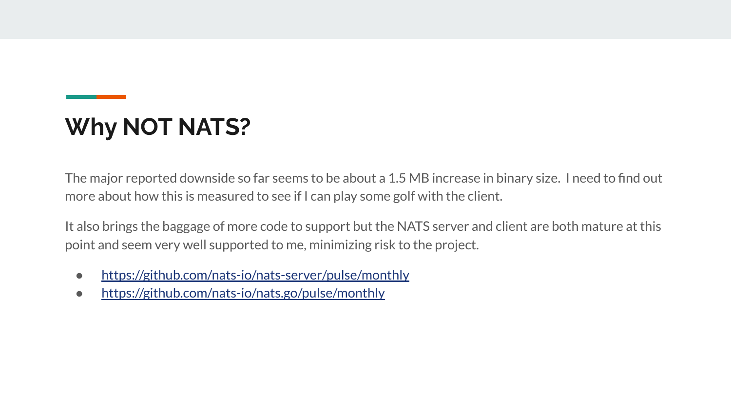## Why NOT NATS?

The major reported downside so far seems to be about a 1.5 MB increase in binary size. I need to find out more about how this is measured to see if I can play some golf with the client.

It also brings the baggage of more code to support but the NATS server and client are both mature at this point and seem very well supported to me, minimizing risk to the project.

- https://github.com/nats-io/nats-server/pulse/monthly
- https://github.com/nats-io/nats.go/pulse/monthly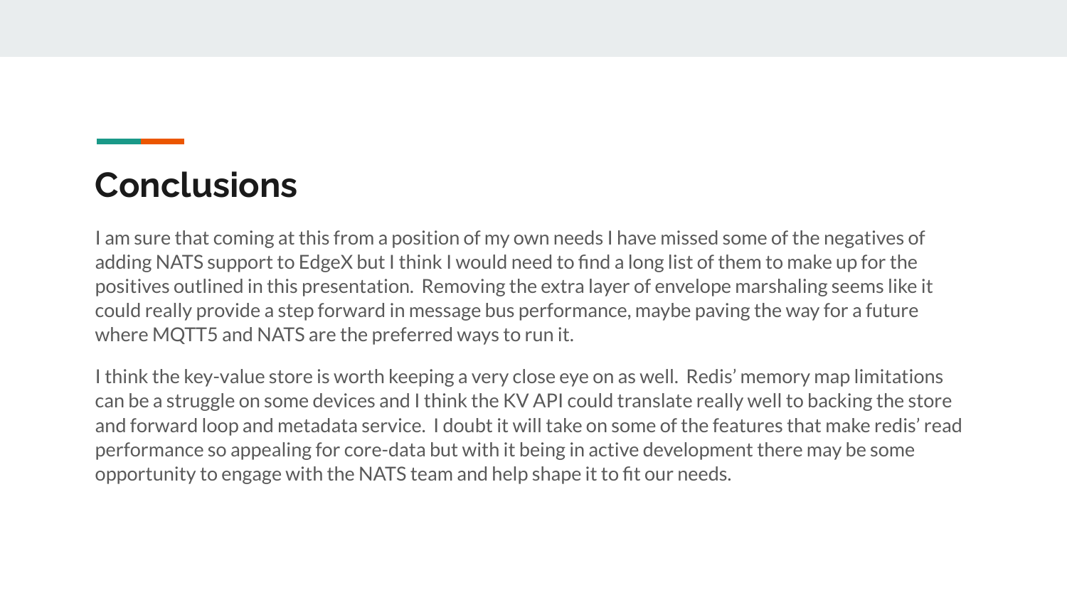# Conclusions

I am sure that coming at this from a position of my own needs I have missed some of the negatives of adding NATS support to EdgeX but I think I would need to find a long list of them to make up for the positives outlined in this presentation. Removing the extra layer of envelope marshaling seems like it could really provide a step forward in message bus performance, maybe paving the way for a future where MQTT5 and NATS are the preferred ways to run it.

I think the key-value store is worth keeping a very close eye on as well. Redis' memory map limitations can be a struggle on some devices and I think the KV API could translate really well to backing the store and forward loop and metadata service. I doubt it will take on some of the features that make redis' read performance so appealing for core-data but with it being in active development there may be some opportunity to engage with the NATS team and help shape it to fit our needs.